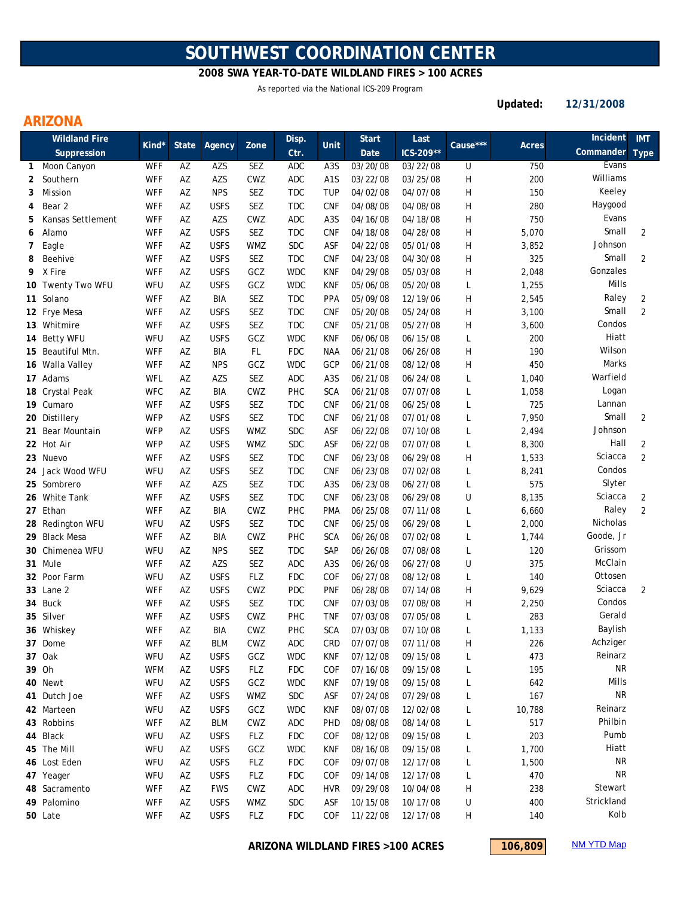# SOUTHWEST COORDINATION CENTER

## 2008 SWA YEAR-TO-DATE WILDLAND FIRES > 100 ACRES

As reported via the National ICS-209 Program

**Updated:** **12/31/2008**

## ARIZONA

| | Wildland Fire Suppression | Kind* | State | Agency | Zone | Disp. Ctr. | Unit | Start Date | Last ICS-209** | Cause*** | Acres | Incident Commander | IMT Type |
|---|---|---|---|---|---|---|---|---|---|---|---|---|---|
| 1 | Moon Canyon | WFF | AZ | AZS | SEZ | ADC | A3S | 03/20/08 | 03/22/08 | U | 750 | Evans | |
| 2 | Southern | WFF | AZ | AZS | CWZ | ADC | A1S | 03/22/08 | 03/25/08 | H | 200 | Williams | |
| 3 | Mission | WFF | AZ | NPS | SEZ | TDC | TUP | 04/02/08 | 04/07/08 | H | 150 | Keeley | |
| 4 | Bear 2 | WFF | AZ | USFS | SEZ | TDC | CNF | 04/08/08 | 04/08/08 | H | 280 | Haygood | |
| 5 | Kansas Settlement | WFF | AZ | AZS | CWZ | ADC | A3S | 04/16/08 | 04/18/08 | H | 750 | Evans | |
| 6 | Alamo | WFF | AZ | USFS | SEZ | TDC | CNF | 04/18/08 | 04/28/08 | H | 5,070 | Small | 2 |
| 7 | Eagle | WFF | AZ | USFS | WMZ | SDC | ASF | 04/22/08 | 05/01/08 | H | 3,852 | Johnson | |
| 8 | Beehive | WFF | AZ | USFS | SEZ | TDC | CNF | 04/23/08 | 04/30/08 | H | 325 | Small | 2 |
| 9 | X Fire | WFF | AZ | USFS | GCZ | WDC | KNF | 04/29/08 | 05/03/08 | H | 2,048 | Gonzales | |
| 10 | Twenty Two WFU | WFU | AZ | USFS | GCZ | WDC | KNF | 05/06/08 | 05/20/08 | L | 1,255 | Mills | |
| 11 | Solano | WFF | AZ | BIA | SEZ | TDC | PPA | 05/09/08 | 12/19/06 | H | 2,545 | Raley | 2 |
| 12 | Frye Mesa | WFF | AZ | USFS | SEZ | TDC | CNF | 05/20/08 | 05/24/08 | H | 3,100 | Small | 2 |
| 13 | Whitmire | WFF | AZ | USFS | SEZ | TDC | CNF | 05/21/08 | 05/27/08 | H | 3,600 | Condos | |
| 14 | Betty WFU | WFU | AZ | USFS | GCZ | WDC | KNF | 06/06/08 | 06/15/08 | L | 200 | Hiatt | |
| 15 | Beautiful Mtn. | WFF | AZ | BIA | FL | FDC | NAA | 06/21/08 | 06/26/08 | H | 190 | Wilson | |
| 16 | Walla Valley | WFF | AZ | NPS | GCZ | WDC | GCP | 06/21/08 | 08/12/08 | H | 450 | Marks | |
| 17 | Adams | WFL | AZ | AZS | SEZ | ADC | A3S | 06/21/08 | 06/24/08 | L | 1,040 | Warfield | |
| 18 | Crystal Peak | WFC | AZ | BIA | CWZ | PHC | SCA | 06/21/08 | 07/07/08 | L | 1,058 | Logan | |
| 19 | Cumaro | WFF | AZ | USFS | SEZ | TDC | CNF | 06/21/08 | 06/25/08 | L | 725 | Lannan | |
| 20 | Distillery | WFP | AZ | USFS | SEZ | TDC | CNF | 06/21/08 | 07/01/08 | L | 7,950 | Small | 2 |
| 21 | Bear Mountain | WFP | AZ | USFS | WMZ | SDC | ASF | 06/22/08 | 07/10/08 | L | 2,494 | Johnson | |
| 22 | Hot Air | WFP | AZ | USFS | WMZ | SDC | ASF | 06/22/08 | 07/07/08 | L | 8,300 | Hall | 2 |
| 23 | Nuevo | WFF | AZ | USFS | SEZ | TDC | CNF | 06/23/08 | 06/29/08 | H | 1,533 | Sciacca | 2 |
| 24 | Jack Wood WFU | WFU | AZ | USFS | SEZ | TDC | CNF | 06/23/08 | 07/02/08 | L | 8,241 | Condos | |
| 25 | Sombrero | WFF | AZ | AZS | SEZ | TDC | A3S | 06/23/08 | 06/27/08 | L | 575 | Slyter | |
| 26 | White Tank | WFF | AZ | USFS | SEZ | TDC | CNF | 06/23/08 | 06/29/08 | U | 8,135 | Sciacca | 2 |
| 27 | Ethan | WFF | AZ | BIA | CWZ | PHC | PMA | 06/25/08 | 07/11/08 | L | 6,660 | Raley | 2 |
| 28 | Redington WFU | WFU | AZ | USFS | SEZ | TDC | CNF | 06/25/08 | 06/29/08 | L | 2,000 | Nicholas | |
| 29 | Black Mesa | WFF | AZ | BIA | CWZ | PHC | SCA | 06/26/08 | 07/02/08 | L | 1,744 | Goode, Jr | |
| 30 | Chimenea WFU | WFU | AZ | NPS | SEZ | TDC | SAP | 06/26/08 | 07/08/08 | L | 120 | Grissom | |
| 31 | Mule | WFF | AZ | AZS | SEZ | ADC | A3S | 06/26/08 | 06/27/08 | U | 375 | McClain | |
| 32 | Poor Farm | WFU | AZ | USFS | FLZ | FDC | COF | 06/27/08 | 08/12/08 | L | 140 | Ottosen | |
| 33 | Lane 2 | WFF | AZ | USFS | CWZ | PDC | PNF | 06/28/08 | 07/14/08 | H | 9,629 | Sciacca | 2 |
| 34 | Buck | WFF | AZ | USFS | SEZ | TDC | CNF | 07/03/08 | 07/08/08 | H | 2,250 | Condos | |
| 35 | Silver | WFF | AZ | USFS | CWZ | PHC | TNF | 07/03/08 | 07/05/08 | L | 283 | Gerald | |
| 36 | Whiskey | WFF | AZ | BIA | CWZ | PHC | SCA | 07/03/08 | 07/10/08 | L | 1,133 | Baylish | |
| 37 | Dome | WFF | AZ | BLM | CWZ | ADC | CRD | 07/07/08 | 07/11/08 | H | 226 | Achziger | |
| 37 | Oak | WFU | AZ | USFS | GCZ | WDC | KNF | 07/12/08 | 09/15/08 | L | 473 | Reinarz | |
| 39 | Oh | WFM | AZ | USFS | FLZ | FDC | COF | 07/16/08 | 09/15/08 | L | 195 | NR | |
| 40 | Newt | WFU | AZ | USFS | GCZ | WDC | KNF | 07/19/08 | 09/15/08 | L | 642 | Mills | |
| 41 | Dutch Joe | WFF | AZ | USFS | WMZ | SDC | ASF | 07/24/08 | 07/29/08 | L | 167 | NR | |
| 42 | Marteen | WFU | AZ | USFS | GCZ | WDC | KNF | 08/07/08 | 12/02/08 | L | 10,788 | Reinarz | |
| 43 | Robbins | WFF | AZ | BLM | CWZ | ADC | PHD | 08/08/08 | 08/14/08 | L | 517 | Philbin | |
| 44 | Black | WFU | AZ | USFS | FLZ | FDC | COF | 08/12/08 | 09/15/08 | L | 203 | Pumb | |
| 45 | The Mill | WFU | AZ | USFS | GCZ | WDC | KNF | 08/16/08 | 09/15/08 | L | 1,700 | Hiatt | |
| 46 | Lost Eden | WFU | AZ | USFS | FLZ | FDC | COF | 09/07/08 | 12/17/08 | L | 1,500 | NR | |
| 47 | Yeager | WFU | AZ | USFS | FLZ | FDC | COF | 09/14/08 | 12/17/08 | L | 470 | NR | |
| 48 | Sacramento | WFF | AZ | FWS | CWZ | ADC | HVR | 09/29/08 | 10/04/08 | H | 238 | Stewart | |
| 49 | Palomino | WFF | AZ | USFS | WMZ | SDC | ASF | 10/15/08 | 10/17/08 | U | 400 | Strickland | |
| 50 | Late | WFF | AZ | USFS | FLZ | FDC | COF | 11/22/08 | 12/17/08 | H | 140 | Kolb | |

**ARIZONA WILDLAND FIRES >100 ACRES** **106,809**

NM YTD Map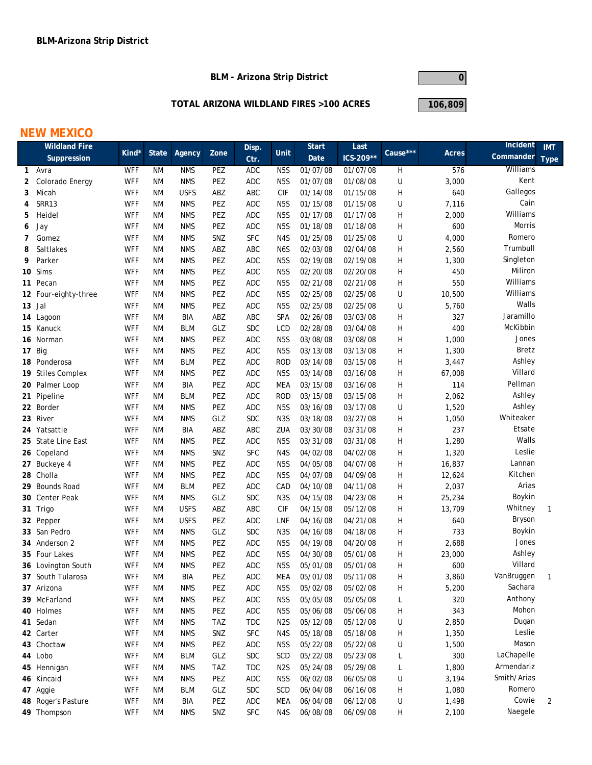**BLM-Arizona Strip District**

| BLM - Arizona Strip District | 0 |
|---|---|
| TOTAL ARIZONA WILDLAND FIRES >100 ACRES | 106,809 |

## NEW MEXICO

| | Wildland Fire Suppression | Kind* | State | Agency | Zone | Disp. Ctr. | Unit | Start Date | Last ICS-209** | Cause*** | Acres | Incident Commander | IMT Type |
|---|---|---|---|---|---|---|---|---|---|---|---|---|---|
| 1 | Avra | WFF | NM | NMS | PEZ | ADC | N5S | 01/07/08 | 01/07/08 | H | 576 | Williams | |
| 2 | Colorado Energy | WFF | NM | NMS | PEZ | ADC | N5S | 01/07/08 | 01/08/08 | U | 3,000 | Kent | |
| 3 | Micah | WFF | NM | USFS | ABZ | ABC | CIF | 01/14/08 | 01/15/08 | H | 640 | Gallegos | |
| 4 | SRR13 | WFF | NM | NMS | PEZ | ADC | N5S | 01/15/08 | 01/15/08 | U | 7,116 | Cain | |
| 5 | Heidel | WFF | NM | NMS | PEZ | ADC | N5S | 01/17/08 | 01/17/08 | H | 2,000 | Williams | |
| 6 | Jay | WFF | NM | NMS | PEZ | ADC | N5S | 01/18/08 | 01/18/08 | H | 600 | Morris | |
| 7 | Gomez | WFF | NM | NMS | SNZ | SFC | N4S | 01/25/08 | 01/25/08 | U | 4,000 | Romero | |
| 8 | Saltlakes | WFF | NM | NMS | ABZ | ABC | N6S | 02/03/08 | 02/04/08 | H | 2,560 | Trumbull | |
| 9 | Parker | WFF | NM | NMS | PEZ | ADC | N5S | 02/19/08 | 02/19/08 | H | 1,300 | Singleton | |
| 10 | Sims | WFF | NM | NMS | PEZ | ADC | N5S | 02/20/08 | 02/20/08 | H | 450 | Miliron | |
| 11 | Pecan | WFF | NM | NMS | PEZ | ADC | N5S | 02/21/08 | 02/21/08 | H | 550 | Williams | |
| 12 | Four-eighty-three | WFF | NM | NMS | PEZ | ADC | N5S | 02/25/08 | 02/25/08 | U | 10,500 | Williams | |
| 13 | Jal | WFF | NM | NMS | PEZ | ADC | N5S | 02/25/08 | 02/25/08 | U | 5,760 | Walls | |
| 14 | Lagoon | WFF | NM | BIA | ABZ | ABC | SPA | 02/26/08 | 03/03/08 | H | 327 | Jaramillo | |
| 15 | Kanuck | WFF | NM | BLM | GLZ | SDC | LCD | 02/28/08 | 03/04/08 | H | 400 | McKibbin | |
| 16 | Norman | WFF | NM | NMS | PEZ | ADC | N5S | 03/08/08 | 03/08/08 | H | 1,000 | Jones | |
| 17 | Big | WFF | NM | NMS | PEZ | ADC | N5S | 03/13/08 | 03/13/08 | H | 1,300 | Bretz | |
| 18 | Ponderosa | WFF | NM | BLM | PEZ | ADC | ROD | 03/14/08 | 03/15/08 | H | 3,447 | Ashley | |
| 19 | Stiles Complex | WFF | NM | NMS | PEZ | ADC | N5S | 03/14/08 | 03/16/08 | H | 67,008 | Villard | |
| 20 | Palmer Loop | WFF | NM | BIA | PEZ | ADC | MEA | 03/15/08 | 03/16/08 | H | 114 | Pellman | |
| 21 | Pipeline | WFF | NM | BLM | PEZ | ADC | ROD | 03/15/08 | 03/15/08 | H | 2,062 | Ashley | |
| 22 | Border | WFF | NM | NMS | PEZ | ADC | N5S | 03/16/08 | 03/17/08 | U | 1,520 | Ashley | |
| 23 | River | WFF | NM | NMS | GLZ | SDC | N3S | 03/18/08 | 03/27/08 | H | 1,050 | Whiteaker | |
| 24 | Yatsattie | WFF | NM | BIA | ABZ | ABC | ZUA | 03/30/08 | 03/31/08 | H | 237 | Etsate | |
| 25 | State Line East | WFF | NM | NMS | PEZ | ADC | N5S | 03/31/08 | 03/31/08 | H | 1,280 | Walls | |
| 26 | Copeland | WFF | NM | NMS | SNZ | SFC | N4S | 04/02/08 | 04/02/08 | H | 1,320 | Leslie | |
| 27 | Buckeye 4 | WFF | NM | NMS | PEZ | ADC | N5S | 04/05/08 | 04/07/08 | H | 16,837 | Lannan | |
| 28 | Cholla | WFF | NM | NMS | PEZ | ADC | N5S | 04/07/08 | 04/09/08 | H | 12,624 | Kitchen | |
| 29 | Bounds Road | WFF | NM | BLM | PEZ | ADC | CAD | 04/10/08 | 04/11/08 | H | 2,037 | Arias | |
| 30 | Center Peak | WFF | NM | NMS | GLZ | SDC | N3S | 04/15/08 | 04/23/08 | H | 25,234 | Boykin | |
| 31 | Trigo | WFF | NM | USFS | ABZ | ABC | CIF | 04/15/08 | 05/12/08 | H | 13,709 | Whitney | 1 |
| 32 | Pepper | WFF | NM | USFS | PEZ | ADC | LNF | 04/16/08 | 04/21/08 | H | 640 | Bryson | |
| 33 | San Pedro | WFF | NM | NMS | GLZ | SDC | N3S | 04/16/08 | 04/18/08 | H | 733 | Boykin | |
| 34 | Anderson 2 | WFF | NM | NMS | PEZ | ADC | N5S | 04/19/08 | 04/20/08 | H | 2,688 | Jones | |
| 35 | Four Lakes | WFF | NM | NMS | PEZ | ADC | N5S | 04/30/08 | 05/01/08 | H | 23,000 | Ashley | |
| 36 | Lovington South | WFF | NM | NMS | PEZ | ADC | N5S | 05/01/08 | 05/01/08 | H | 600 | Villard | |
| 37 | South Tularosa | WFF | NM | BIA | PEZ | ADC | MEA | 05/01/08 | 05/11/08 | H | 3,860 | VanBruggen | 1 |
| 37 | Arizona | WFF | NM | NMS | PEZ | ADC | N5S | 05/02/08 | 05/02/08 | H | 5,200 | Sachara | |
| 39 | McFarland | WFF | NM | NMS | PEZ | ADC | N5S | 05/05/08 | 05/05/08 | L | 320 | Anthony | |
| 40 | Holmes | WFF | NM | NMS | PEZ | ADC | N5S | 05/06/08 | 05/06/08 | H | 343 | Mohon | |
| 41 | Sedan | WFF | NM | NMS | TAZ | TDC | N2S | 05/12/08 | 05/12/08 | U | 2,850 | Dugan | |
| 42 | Carter | WFF | NM | NMS | SNZ | SFC | N4S | 05/18/08 | 05/18/08 | H | 1,350 | Leslie | |
| 43 | Choctaw | WFF | NM | NMS | PEZ | ADC | N5S | 05/22/08 | 05/22/08 | U | 1,500 | Mason | |
| 44 | Lobo | WFF | NM | BLM | GLZ | SDC | SCD | 05/22/08 | 05/23/08 | L | 300 | LaChapelle | |
| 45 | Hennigan | WFF | NM | NMS | TAZ | TDC | N2S | 05/24/08 | 05/29/08 | L | 1,800 | Armendariz | |
| 46 | Kincaid | WFF | NM | NMS | PEZ | ADC | N5S | 06/02/08 | 06/05/08 | U | 3,194 | Smith/Arias | |
| 47 | Aggie | WFF | NM | BLM | GLZ | SDC | SCD | 06/04/08 | 06/16/08 | H | 1,080 | Romero | |
| 48 | Roger's Pasture | WFF | NM | BIA | PEZ | ADC | MEA | 06/04/08 | 06/12/08 | U | 1,498 | Cowie | 2 |
| 49 | Thompson | WFF | NM | NMS | SNZ | SFC | N4S | 06/08/08 | 06/09/08 | H | 2,100 | Naegele | |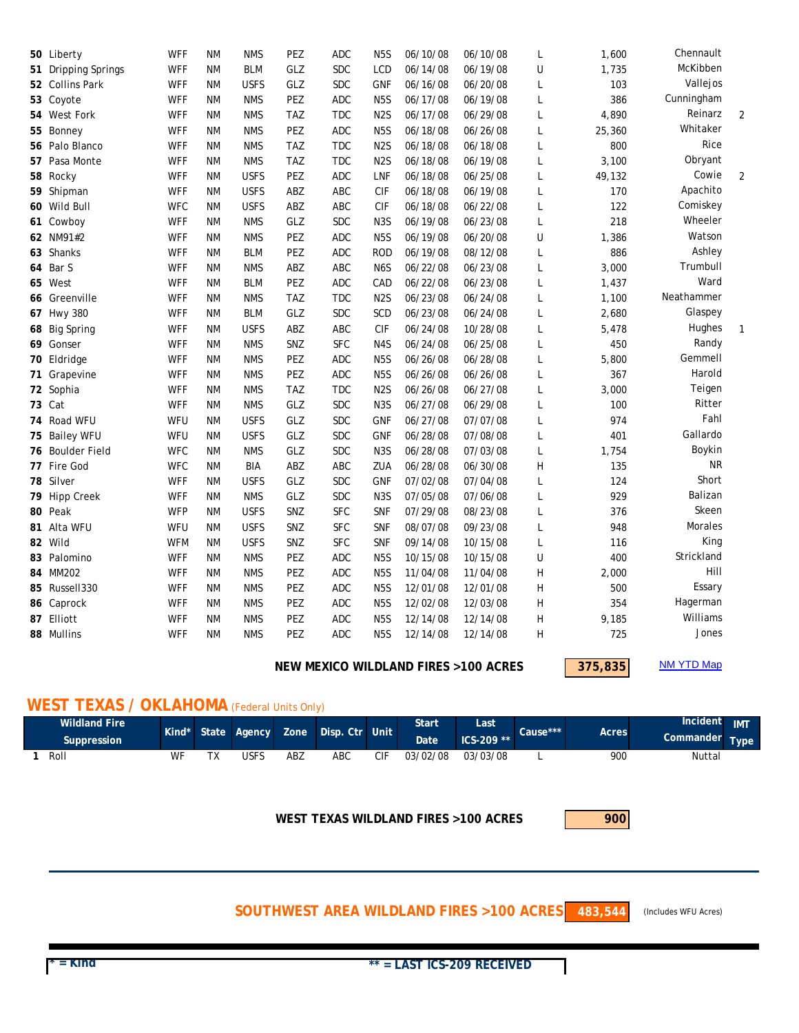| # | Name | Kind* | State | Agency | Zone | Disp. Ctr | Unit | Start Date | Last ICS-209 ** | Cause*** | Acres | Incident Commander | IMT Type |
|---|---|---|---|---|---|---|---|---|---|---|---|---|---|
| 50 | Liberty | WFF | NM | NMS | PEZ | ADC | N5S | 06/10/08 | 06/10/08 | L | 1,600 | Chennault | |
| 51 | Dripping Springs | WFF | NM | BLM | GLZ | SDC | LCD | 06/14/08 | 06/19/08 | U | 1,735 | McKibben | |
| 52 | Collins Park | WFF | NM | USFS | GLZ | SDC | GNF | 06/16/08 | 06/20/08 | L | 103 | Vallejos | |
| 53 | Coyote | WFF | NM | NMS | PEZ | ADC | N5S | 06/17/08 | 06/19/08 | L | 386 | Cunningham | |
| 54 | West Fork | WFF | NM | NMS | TAZ | TDC | N2S | 06/17/08 | 06/29/08 | L | 4,890 | Reinarz | 2 |
| 55 | Bonney | WFF | NM | NMS | PEZ | ADC | N5S | 06/18/08 | 06/26/08 | L | 25,360 | Whitaker | |
| 56 | Palo Blanco | WFF | NM | NMS | TAZ | TDC | N2S | 06/18/08 | 06/18/08 | L | 800 | Rice | |
| 57 | Pasa Monte | WFF | NM | NMS | TAZ | TDC | N2S | 06/18/08 | 06/19/08 | L | 3,100 | Obryant | |
| 58 | Rocky | WFF | NM | USFS | PEZ | ADC | LNF | 06/18/08 | 06/25/08 | L | 49,132 | Cowie | 2 |
| 59 | Shipman | WFF | NM | USFS | ABZ | ABC | CIF | 06/18/08 | 06/19/08 | L | 170 | Apachito | |
| 60 | Wild Bull | WFC | NM | USFS | ABZ | ABC | CIF | 06/18/08 | 06/22/08 | L | 122 | Comiskey | |
| 61 | Cowboy | WFF | NM | NMS | GLZ | SDC | N3S | 06/19/08 | 06/23/08 | L | 218 | Wheeler | |
| 62 | NM91#2 | WFF | NM | NMS | PEZ | ADC | N5S | 06/19/08 | 06/20/08 | U | 1,386 | Watson | |
| 63 | Shanks | WFF | NM | BLM | PEZ | ADC | ROD | 06/19/08 | 08/12/08 | L | 886 | Ashley | |
| 64 | Bar S | WFF | NM | NMS | ABZ | ABC | N6S | 06/22/08 | 06/23/08 | L | 3,000 | Trumbull | |
| 65 | West | WFF | NM | BLM | PEZ | ADC | CAD | 06/22/08 | 06/23/08 | L | 1,437 | Ward | |
| 66 | Greenville | WFF | NM | NMS | TAZ | TDC | N2S | 06/23/08 | 06/24/08 | L | 1,100 | Neathammer | |
| 67 | Hwy 380 | WFF | NM | BLM | GLZ | SDC | SCD | 06/23/08 | 06/24/08 | L | 2,680 | Glaspey | |
| 68 | Big Spring | WFF | NM | USFS | ABZ | ABC | CIF | 06/24/08 | 10/28/08 | L | 5,478 | Hughes | 1 |
| 69 | Gonser | WFF | NM | NMS | SNZ | SFC | N4S | 06/24/08 | 06/25/08 | L | 450 | Randy | |
| 70 | Eldridge | WFF | NM | NMS | PEZ | ADC | N5S | 06/26/08 | 06/28/08 | L | 5,800 | Gemmell | |
| 71 | Grapevine | WFF | NM | NMS | PEZ | ADC | N5S | 06/26/08 | 06/26/08 | L | 367 | Harold | |
| 72 | Sophia | WFF | NM | NMS | TAZ | TDC | N2S | 06/26/08 | 06/27/08 | L | 3,000 | Teigen | |
| 73 | Cat | WFF | NM | NMS | GLZ | SDC | N3S | 06/27/08 | 06/29/08 | L | 100 | Ritter | |
| 74 | Road WFU | WFU | NM | USFS | GLZ | SDC | GNF | 06/27/08 | 07/07/08 | L | 974 | Fahl | |
| 75 | Bailey WFU | WFU | NM | USFS | GLZ | SDC | GNF | 06/28/08 | 07/08/08 | L | 401 | Gallardo | |
| 76 | Boulder Field | WFC | NM | NMS | GLZ | SDC | N3S | 06/28/08 | 07/03/08 | L | 1,754 | Boykin | |
| 77 | Fire God | WFC | NM | BIA | ABZ | ABC | ZUA | 06/28/08 | 06/30/08 | H | 135 | NR | |
| 78 | Silver | WFF | NM | USFS | GLZ | SDC | GNF | 07/02/08 | 07/04/08 | L | 124 | Short | |
| 79 | Hipp Creek | WFF | NM | NMS | GLZ | SDC | N3S | 07/05/08 | 07/06/08 | L | 929 | Balizan | |
| 80 | Peak | WFP | NM | USFS | SNZ | SFC | SNF | 07/29/08 | 08/23/08 | L | 376 | Skeen | |
| 81 | Alta WFU | WFU | NM | USFS | SNZ | SFC | SNF | 08/07/08 | 09/23/08 | L | 948 | Morales | |
| 82 | Wild | WFM | NM | USFS | SNZ | SFC | SNF | 09/14/08 | 10/15/08 | L | 116 | King | |
| 83 | Palomino | WFF | NM | NMS | PEZ | ADC | N5S | 10/15/08 | 10/15/08 | U | 400 | Strickland | |
| 84 | MM202 | WFF | NM | NMS | PEZ | ADC | N5S | 11/04/08 | 11/04/08 | H | 2,000 | Hill | |
| 85 | Russell330 | WFF | NM | NMS | PEZ | ADC | N5S | 12/01/08 | 12/01/08 | H | 500 | Essary | |
| 86 | Caprock | WFF | NM | NMS | PEZ | ADC | N5S | 12/02/08 | 12/03/08 | H | 354 | Hagerman | |
| 87 | Elliott | WFF | NM | NMS | PEZ | ADC | N5S | 12/14/08 | 12/14/08 | H | 9,185 | Williams | |
| 88 | Mullins | WFF | NM | NMS | PEZ | ADC | N5S | 12/14/08 | 12/14/08 | H | 725 | Jones | |

**NEW MEXICO WILDLAND FIRES >100 ACRES** **375,835** [NM YTD Map]

## WEST TEXAS / OKLAHOMA (Federal Units Only)

| # | Wildland Fire Suppression | Kind* | State | Agency | Zone | Disp. Ctr | Unit | Start Date | Last ICS-209 ** | Cause*** | Acres | Incident Commander | IMT Type |
|---|---|---|---|---|---|---|---|---|---|---|---|---|---|
| 1 | Roll | WF | TX | USFS | ABZ | ABC | CIF | 03/02/08 | 03/03/08 | L | 900 | Nuttal | |

**WEST TEXAS WILDLAND FIRES >100 ACRES** **900**

**SOUTHWEST AREA WILDLAND FIRES >100 ACRES** **483,544** (Includes WFU Acres)

* = Kind ** = LAST ICS-209 RECEIVED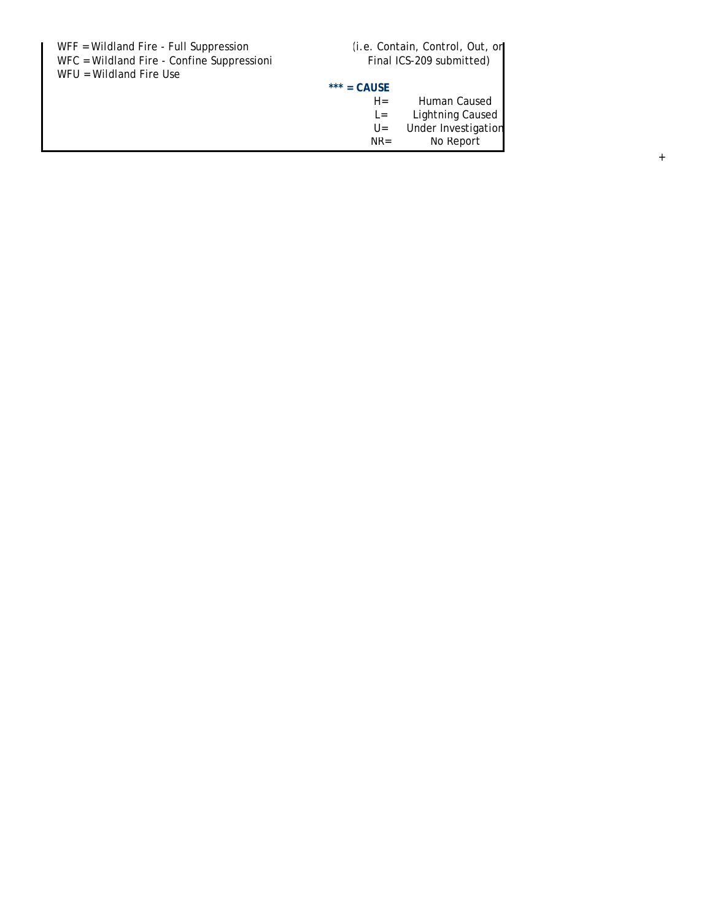WFF = Wildland Fire - Full Suppression
WFC = Wildland Fire - Confine Suppressioni
WFU = Wildland Fire Use

(i.e. Contain, Control, Out, or Final ICS-209 submitted)

**\*\*\* = CAUSE**

| | |
|---|---|
| H= | Human Caused |
| L= | Lightning Caused |
| U= | Under Investigation |
| NR= | No Report |

+